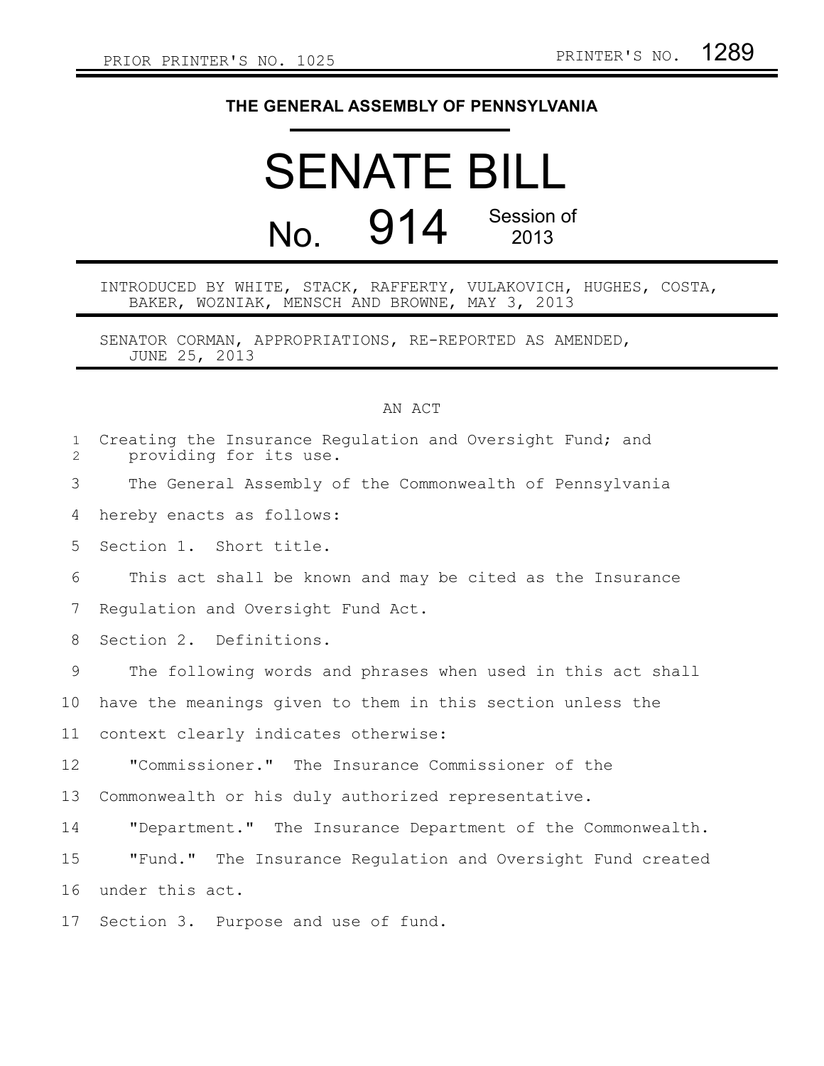PRIOR PRINTER'S NO. 1025 PRINTER'S NO. 1289

# THE GENERAL ASSEMBLY OF PENNSYLVANIA

# SENATE BILL

# No. 914 Session of 2013

INTRODUCED BY WHITE, STACK, RAFFERTY, VULAKOVICH, HUGHES, COSTA, BAKER, WOZNIAK, MENSCH AND BROWNE, MAY 3, 2013

SENATOR CORMAN, APPROPRIATIONS, RE-REPORTED AS AMENDED, JUNE 25, 2013

## AN ACT

Creating the Insurance Regulation and Oversight Fund; and providing for its use.

The General Assembly of the Commonwealth of Pennsylvania hereby enacts as follows:

Section 1. Short title.

This act shall be known and may be cited as the Insurance Regulation and Oversight Fund Act.

Section 2. Definitions.

The following words and phrases when used in this act shall have the meanings given to them in this section unless the context clearly indicates otherwise:

"Commissioner." The Insurance Commissioner of the Commonwealth or his duly authorized representative.

"Department." The Insurance Department of the Commonwealth.

"Fund." The Insurance Regulation and Oversight Fund created under this act.

Section 3. Purpose and use of fund.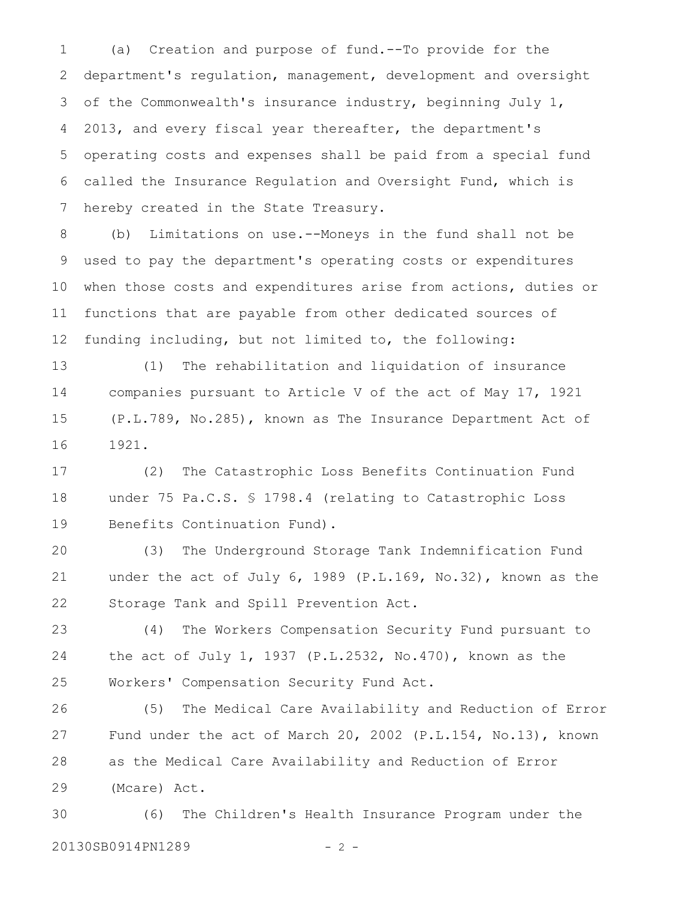(a) Creation and purpose of fund.--To provide for the department's regulation, management, development and oversight of the Commonwealth's insurance industry, beginning July 1, 2013, and every fiscal year thereafter, the department's operating costs and expenses shall be paid from a special fund called the Insurance Regulation and Oversight Fund, which is hereby created in the State Treasury.

(b) Limitations on use.--Moneys in the fund shall not be used to pay the department's operating costs or expenditures when those costs and expenditures arise from actions, duties or functions that are payable from other dedicated sources of funding including, but not limited to, the following:

(1) The rehabilitation and liquidation of insurance companies pursuant to Article V of the act of May 17, 1921 (P.L.789, No.285), known as The Insurance Department Act of 1921.

(2) The Catastrophic Loss Benefits Continuation Fund under 75 Pa.C.S. § 1798.4 (relating to Catastrophic Loss Benefits Continuation Fund).

(3) The Underground Storage Tank Indemnification Fund under the act of July 6, 1989 (P.L.169, No.32), known as the Storage Tank and Spill Prevention Act.

(4) The Workers Compensation Security Fund pursuant to the act of July 1, 1937 (P.L.2532, No.470), known as the Workers' Compensation Security Fund Act.

(5) The Medical Care Availability and Reduction of Error Fund under the act of March 20, 2002 (P.L.154, No.13), known as the Medical Care Availability and Reduction of Error (Mcare) Act.

(6) The Children's Health Insurance Program under the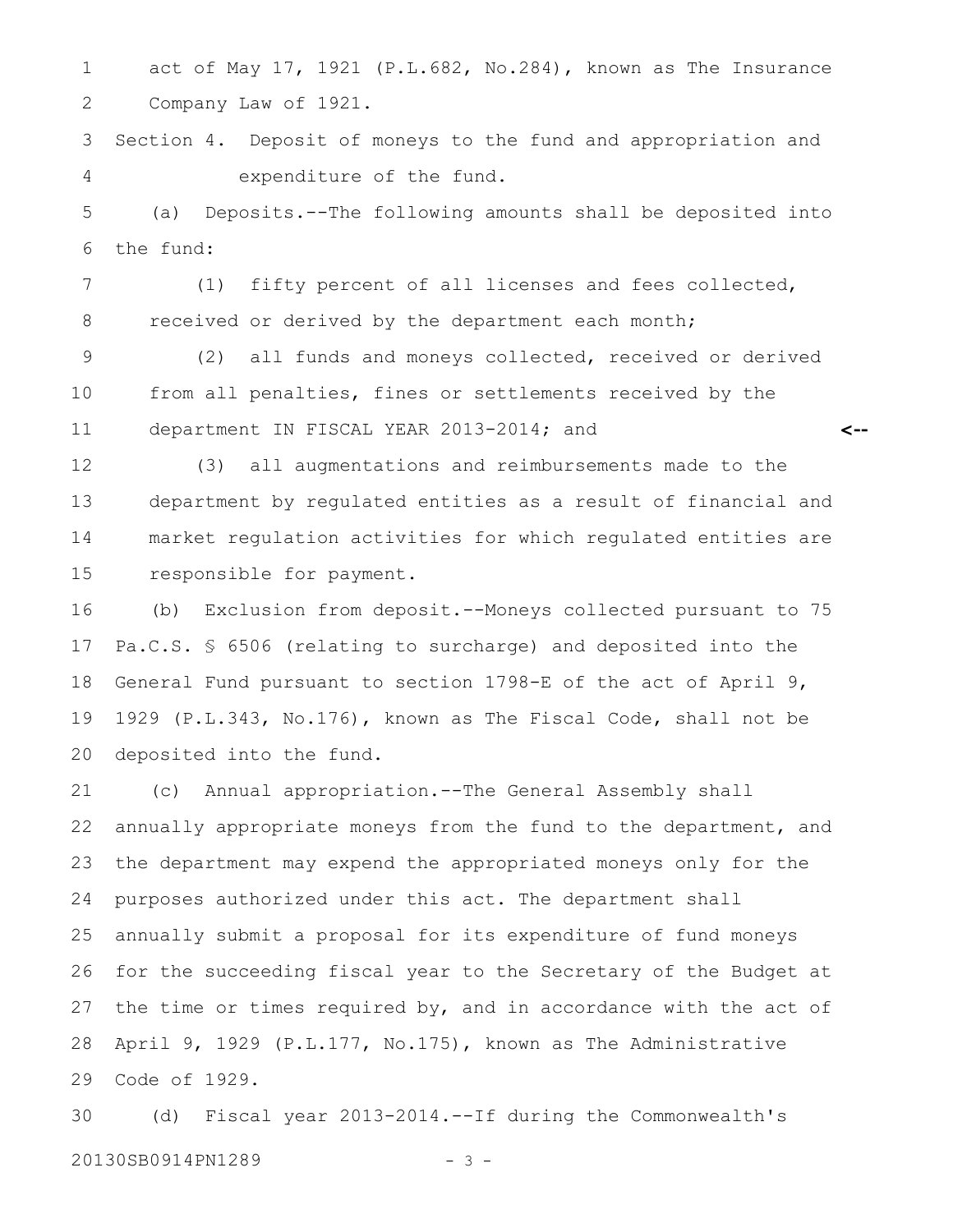act of May 17, 1921 (P.L.682, No.284), known as The Insurance Company Law of 1921.

Section 4. Deposit of moneys to the fund and appropriation and expenditure of the fund.

(a) Deposits.--The following amounts shall be deposited into the fund:

(1) fifty percent of all licenses and fees collected, received or derived by the department each month;

(2) all funds and moneys collected, received or derived from all penalties, fines or settlements received by the department IN FISCAL YEAR 2013-2014; and

(3) all augmentations and reimbursements made to the department by regulated entities as a result of financial and market regulation activities for which regulated entities are responsible for payment.

(b) Exclusion from deposit.--Moneys collected pursuant to 75 Pa.C.S. § 6506 (relating to surcharge) and deposited into the General Fund pursuant to section 1798-E of the act of April 9, 1929 (P.L.343, No.176), known as The Fiscal Code, shall not be deposited into the fund.

(c) Annual appropriation.--The General Assembly shall annually appropriate moneys from the fund to the department, and the department may expend the appropriated moneys only for the purposes authorized under this act. The department shall annually submit a proposal for its expenditure of fund moneys for the succeeding fiscal year to the Secretary of the Budget at the time or times required by, and in accordance with the act of April 9, 1929 (P.L.177, No.175), known as The Administrative Code of 1929.

(d) Fiscal year 2013-2014.--If during the Commonwealth's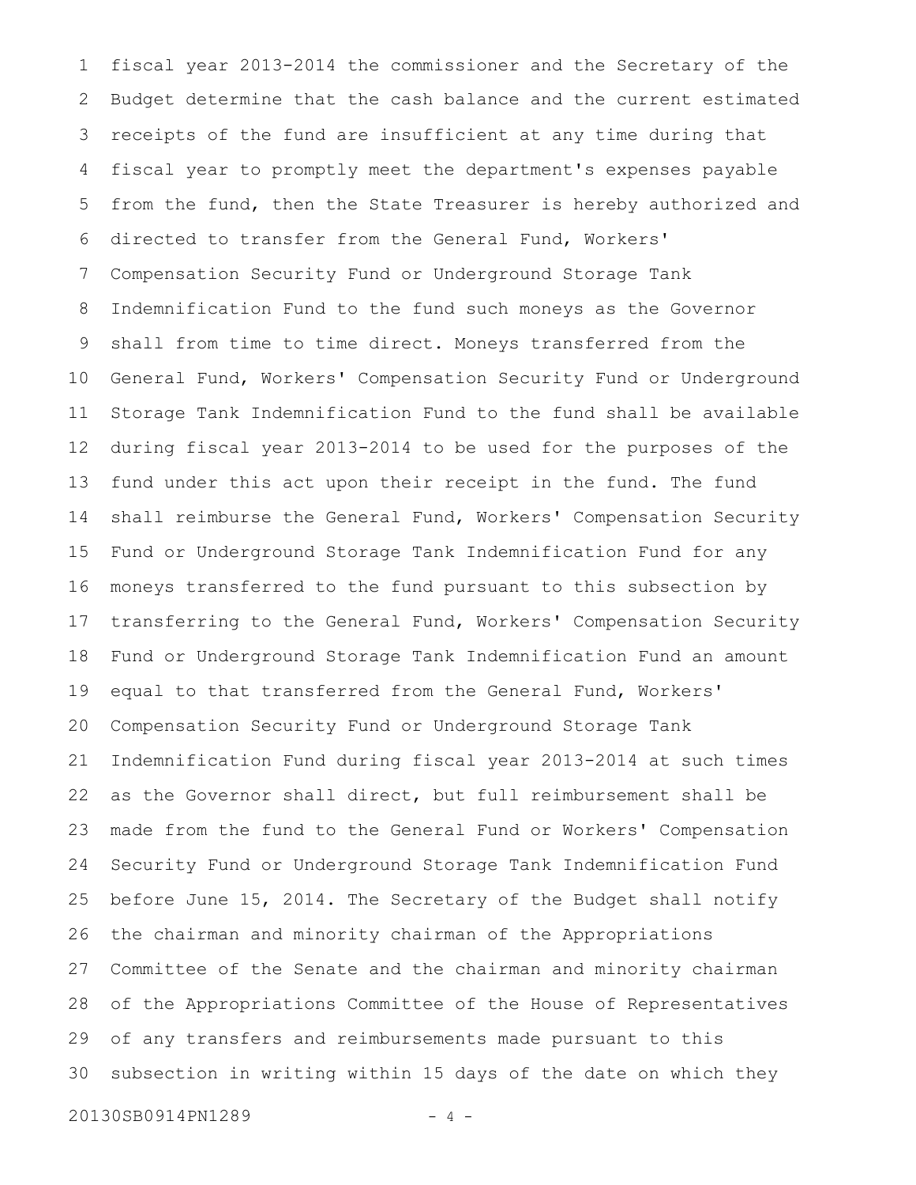fiscal year 2013-2014 the commissioner and the Secretary of the Budget determine that the cash balance and the current estimated receipts of the fund are insufficient at any time during that fiscal year to promptly meet the department's expenses payable from the fund, then the State Treasurer is hereby authorized and directed to transfer from the General Fund, Workers' Compensation Security Fund or Underground Storage Tank Indemnification Fund to the fund such moneys as the Governor shall from time to time direct. Moneys transferred from the General Fund, Workers' Compensation Security Fund or Underground Storage Tank Indemnification Fund to the fund shall be available during fiscal year 2013-2014 to be used for the purposes of the fund under this act upon their receipt in the fund. The fund shall reimburse the General Fund, Workers' Compensation Security Fund or Underground Storage Tank Indemnification Fund for any moneys transferred to the fund pursuant to this subsection by transferring to the General Fund, Workers' Compensation Security Fund or Underground Storage Tank Indemnification Fund an amount equal to that transferred from the General Fund, Workers' Compensation Security Fund or Underground Storage Tank Indemnification Fund during fiscal year 2013-2014 at such times as the Governor shall direct, but full reimbursement shall be made from the fund to the General Fund or Workers' Compensation Security Fund or Underground Storage Tank Indemnification Fund before June 15, 2014. The Secretary of the Budget shall notify the chairman and minority chairman of the Appropriations Committee of the Senate and the chairman and minority chairman of the Appropriations Committee of the House of Representatives of any transfers and reimbursements made pursuant to this subsection in writing within 15 days of the date on which they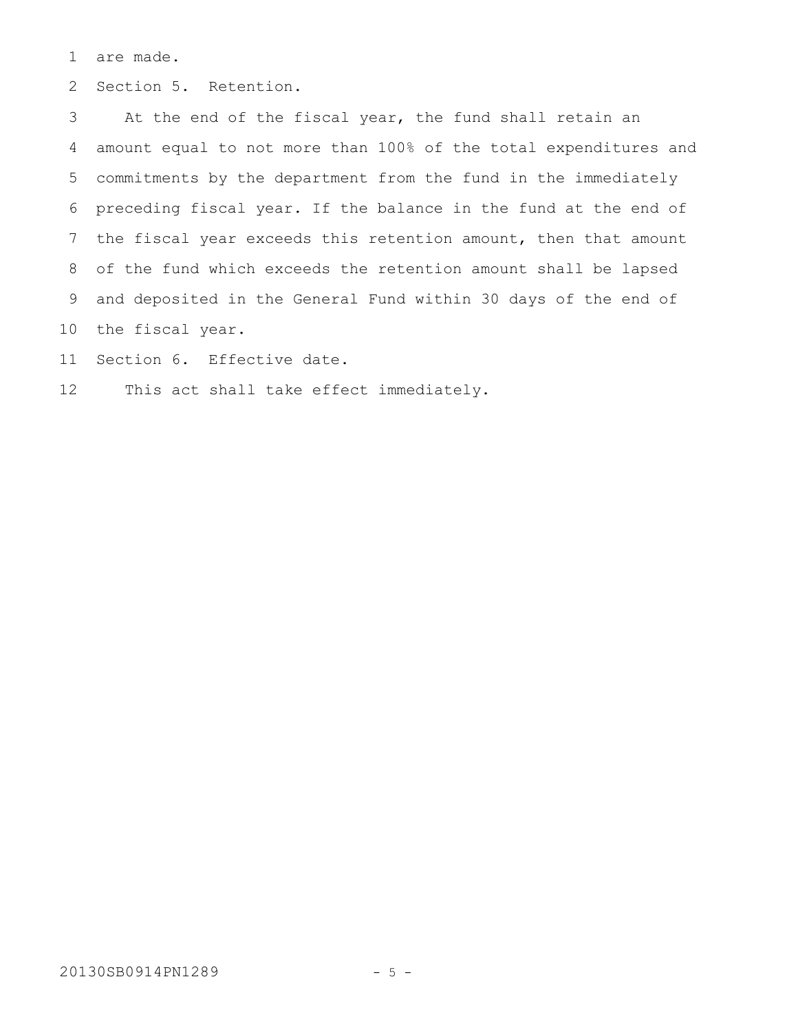are made.

Section 5. Retention.

At the end of the fiscal year, the fund shall retain an amount equal to not more than 100% of the total expenditures and commitments by the department from the fund in the immediately preceding fiscal year. If the balance in the fund at the end of the fiscal year exceeds this retention amount, then that amount of the fund which exceeds the retention amount shall be lapsed and deposited in the General Fund within 30 days of the end of the fiscal year.

Section 6. Effective date.

This act shall take effect immediately.